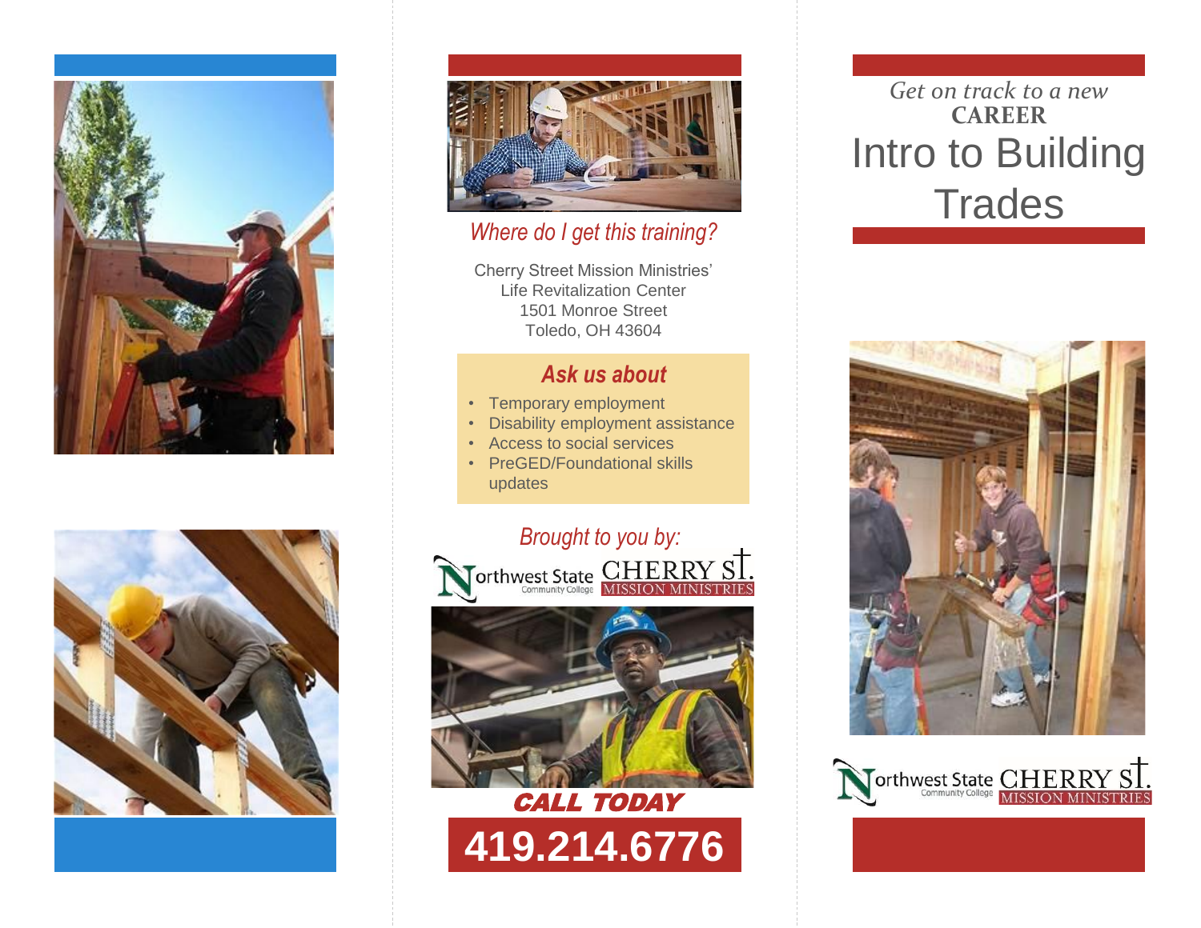## Where do I get this training?

Cherry Street Mission Ministries'
Life Revitalization Center
1501 Monroe Street
Toledo, OH 43604

### Ask us about

- Temporary employment
- Disability employment assistance
- Access to social services
- PreGED/Foundational skills updates

*Brought to you by:*

Northwest State Community College | CHERRY ST. MISSION MINISTRIES

**CALL TODAY**

**419.214.6776**

*Get on track to a new*
**CAREER**

# Intro to Building Trades

Northwest State Community College | CHERRY ST. MISSION MINISTRIES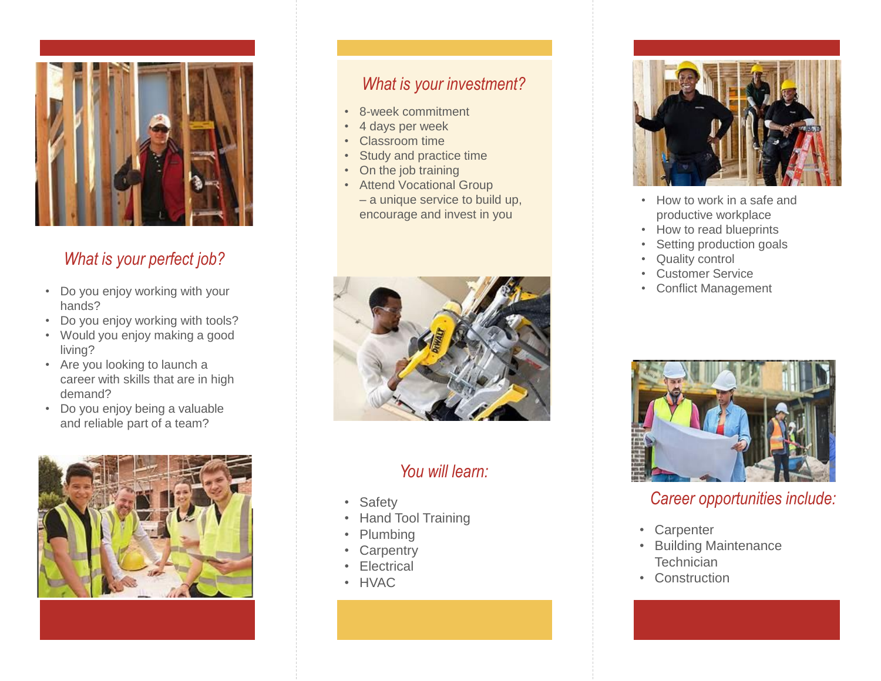## What is your perfect job?

- Do you enjoy working with your hands?
- Do you enjoy working with tools?
- Would you enjoy making a good living?
- Are you looking to launch a career with skills that are in high demand?
- Do you enjoy being a valuable and reliable part of a team?

## What is your investment?

- 8-week commitment
- 4 days per week
- Classroom time
- Study and practice time
- On the job training
- Attend Vocational Group – a unique service to build up, encourage and invest in you

## You will learn:

- Safety
- Hand Tool Training
- Plumbing
- Carpentry
- Electrical
- HVAC
- How to work in a safe and productive workplace
- How to read blueprints
- Setting production goals
- Quality control
- Customer Service
- Conflict Management

## Career opportunities include:

- Carpenter
- Building Maintenance Technician
- Construction